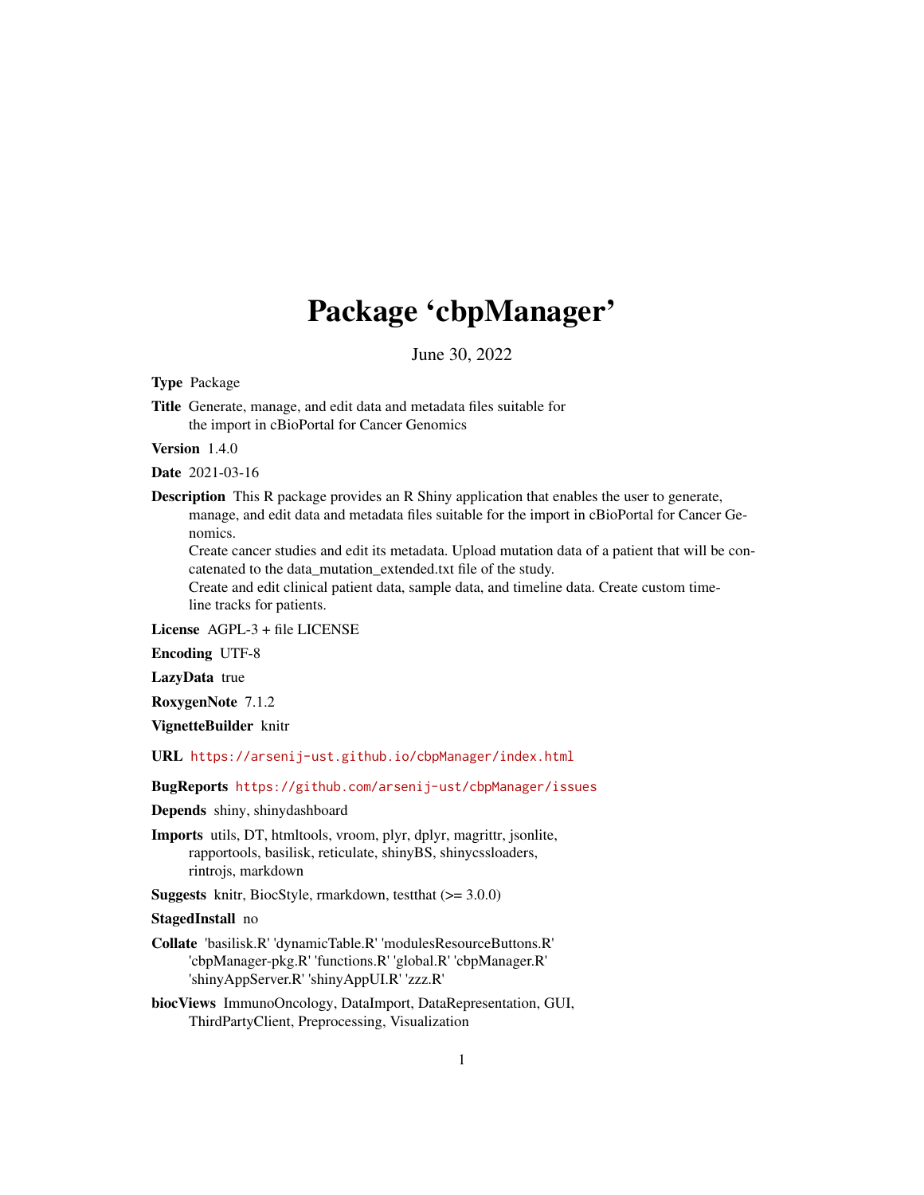# Package 'cbpManager'

June 30, 2022

**Type** Package

**Title** Generate, manage, and edit data and metadata files suitable for the import in cBioPortal for Cancer Genomics

**Version** 1.4.0

**Date** 2021-03-16

**Description** This R package provides an R Shiny application that enables the user to generate, manage, and edit data and metadata files suitable for the import in cBioPortal for Cancer Genomics.
Create cancer studies and edit its metadata. Upload mutation data of a patient that will be concatenated to the data_mutation_extended.txt file of the study.
Create and edit clinical patient data, sample data, and timeline data. Create custom timeline tracks for patients.

**License** AGPL-3 + file LICENSE

**Encoding** UTF-8

**LazyData** true

**RoxygenNote** 7.1.2

**VignetteBuilder** knitr

**URL** https://arsenij-ust.github.io/cbpManager/index.html

**BugReports** https://github.com/arsenij-ust/cbpManager/issues

**Depends** shiny, shinydashboard

**Imports** utils, DT, htmltools, vroom, plyr, dplyr, magrittr, jsonlite, rapportools, basilisk, reticulate, shinyBS, shinycssloaders, rintrojs, markdown

**Suggests** knitr, BiocStyle, rmarkdown, testthat (>= 3.0.0)

**StagedInstall** no

**Collate** 'basilisk.R' 'dynamicTable.R' 'modulesResourceButtons.R' 'cbpManager-pkg.R' 'functions.R' 'global.R' 'cbpManager.R' 'shinyAppServer.R' 'shinyAppUI.R' 'zzz.R'

**biocViews** ImmunoOncology, DataImport, DataRepresentation, GUI, ThirdPartyClient, Preprocessing, Visualization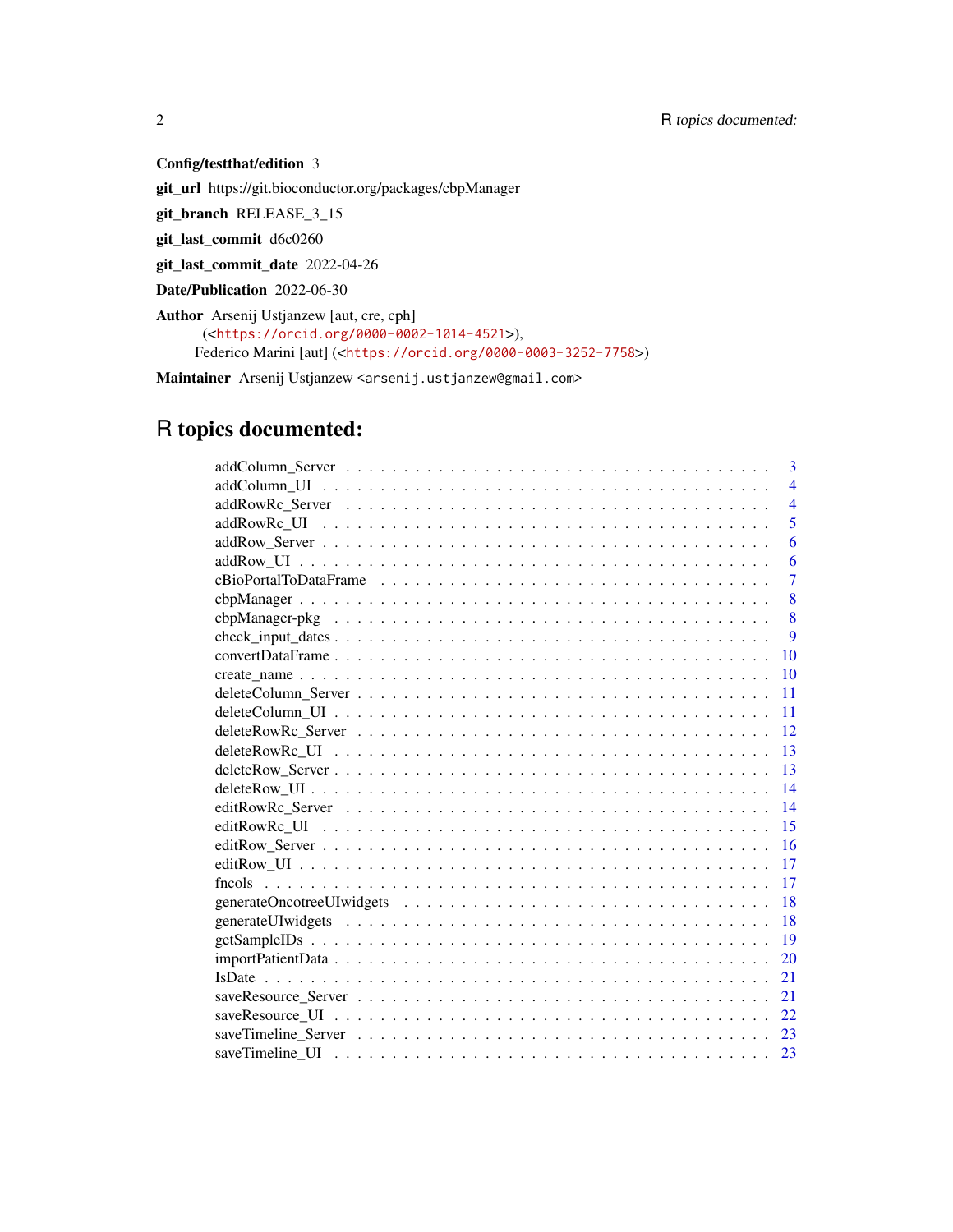**Config/testthat/edition** 3

**git_url** https://git.bioconductor.org/packages/cbpManager

**git_branch** RELEASE_3_15

**git_last_commit** d6c0260

**git_last_commit_date** 2022-04-26

**Date/Publication** 2022-06-30

**Author** Arsenij Ustjanzew [aut, cre, cph] (<https://orcid.org/0000-0002-1014-4521>), Federico Marini [aut] (<https://orcid.org/0000-0003-3252-7758>)

**Maintainer** Arsenij Ustjanzew <arsenij.ustjanzew@gmail.com>

# R topics documented:

addColumn_Server . . . . . . . . . . . . . . . . . . . . . . . . . . . . . . . . . . . 3
addColumn_UI . . . . . . . . . . . . . . . . . . . . . . . . . . . . . . . . . . . 4
addRowRc_Server . . . . . . . . . . . . . . . . . . . . . . . . . . . . . . . . . . . 4
addRowRc_UI . . . . . . . . . . . . . . . . . . . . . . . . . . . . . . . . . . . 5
addRow_Server . . . . . . . . . . . . . . . . . . . . . . . . . . . . . . . . . . . 6
addRow_UI . . . . . . . . . . . . . . . . . . . . . . . . . . . . . . . . . . . 6
cBioPortalToDataFrame . . . . . . . . . . . . . . . . . . . . . . . . . . . . . . . . . . . 7
cbpManager . . . . . . . . . . . . . . . . . . . . . . . . . . . . . . . . . . . 8
cbpManager-pkg . . . . . . . . . . . . . . . . . . . . . . . . . . . . . . . . . . . 8
check_input_dates . . . . . . . . . . . . . . . . . . . . . . . . . . . . . . . . . . . 9
convertDataFrame . . . . . . . . . . . . . . . . . . . . . . . . . . . . . . . . . . . 10
create_name . . . . . . . . . . . . . . . . . . . . . . . . . . . . . . . . . . . 10
deleteColumn_Server . . . . . . . . . . . . . . . . . . . . . . . . . . . . . . . . . . . 11
deleteColumn_UI . . . . . . . . . . . . . . . . . . . . . . . . . . . . . . . . . . . 11
deleteRowRc_Server . . . . . . . . . . . . . . . . . . . . . . . . . . . . . . . . . . . 12
deleteRowRc_UI . . . . . . . . . . . . . . . . . . . . . . . . . . . . . . . . . . . 13
deleteRow_Server . . . . . . . . . . . . . . . . . . . . . . . . . . . . . . . . . . . 13
deleteRow_UI . . . . . . . . . . . . . . . . . . . . . . . . . . . . . . . . . . . 14
editRowRc_Server . . . . . . . . . . . . . . . . . . . . . . . . . . . . . . . . . . . 14
editRowRc_UI . . . . . . . . . . . . . . . . . . . . . . . . . . . . . . . . . . . 15
editRow_Server . . . . . . . . . . . . . . . . . . . . . . . . . . . . . . . . . . . 16
editRow_UI . . . . . . . . . . . . . . . . . . . . . . . . . . . . . . . . . . . 17
fncols . . . . . . . . . . . . . . . . . . . . . . . . . . . . . . . . . . . 17
generateOncotreeUIwidgets . . . . . . . . . . . . . . . . . . . . . . . . . . . . . . . . . . . 18
generateUIwidgets . . . . . . . . . . . . . . . . . . . . . . . . . . . . . . . . . . . 18
getSampleIDs . . . . . . . . . . . . . . . . . . . . . . . . . . . . . . . . . . . 19
importPatientData . . . . . . . . . . . . . . . . . . . . . . . . . . . . . . . . . . . 20
IsDate . . . . . . . . . . . . . . . . . . . . . . . . . . . . . . . . . . . 21
saveResource_Server . . . . . . . . . . . . . . . . . . . . . . . . . . . . . . . . . . . 21
saveResource_UI . . . . . . . . . . . . . . . . . . . . . . . . . . . . . . . . . . . 22
saveTimeline_Server . . . . . . . . . . . . . . . . . . . . . . . . . . . . . . . . . . . 23
saveTimeline_UI . . . . . . . . . . . . . . . . . . . . . . . . . . . . . . . . . . . 23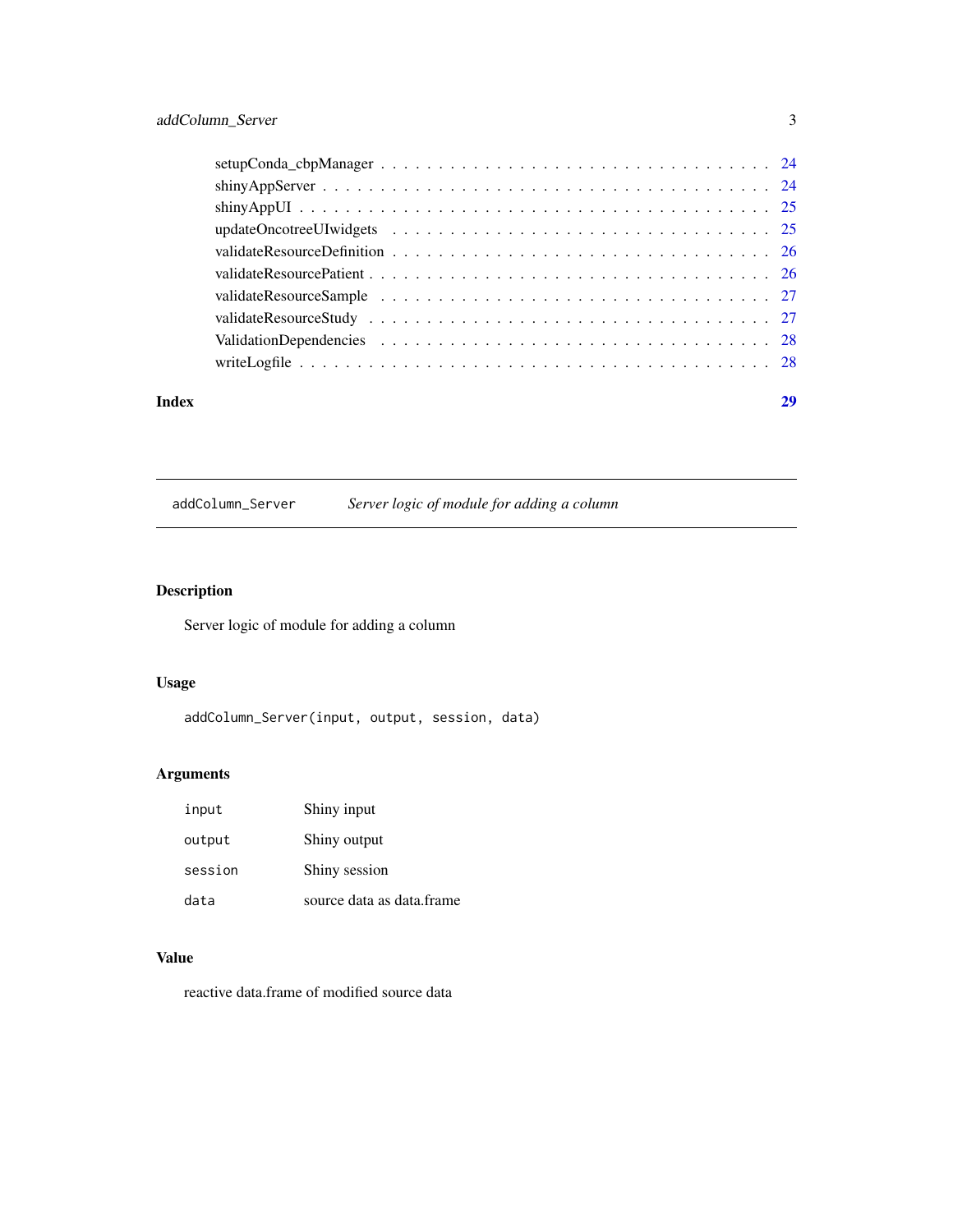setupConda_cbpManager . . . . . . . . . . . . . . . . . . . . . . . . . . . . . . . . 24
shinyAppServer . . . . . . . . . . . . . . . . . . . . . . . . . . . . . . . . . . . . 24
shinyAppUI . . . . . . . . . . . . . . . . . . . . . . . . . . . . . . . . . . . . . . 25
updateOncotreeUIwidgets . . . . . . . . . . . . . . . . . . . . . . . . . . . . . . . 25
validateResourceDefinition . . . . . . . . . . . . . . . . . . . . . . . . . . . . . . 26
validateResourcePatient . . . . . . . . . . . . . . . . . . . . . . . . . . . . . . . . 26
validateResourceSample . . . . . . . . . . . . . . . . . . . . . . . . . . . . . . . . 27
validateResourceStudy . . . . . . . . . . . . . . . . . . . . . . . . . . . . . . . . . 27
ValidationDependencies . . . . . . . . . . . . . . . . . . . . . . . . . . . . . . . . 28
writeLogfile . . . . . . . . . . . . . . . . . . . . . . . . . . . . . . . . . . . . . . 28

**Index** **29**

---

`addColumn_Server` *Server logic of module for adding a column*

---

## Description

Server logic of module for adding a column

## Usage

```
addColumn_Server(input, output, session, data)
```

## Arguments

| | |
|---|---|
| `input` | Shiny input |
| `output` | Shiny output |
| `session` | Shiny session |
| `data` | source data as data.frame |

## Value

reactive data.frame of modified source data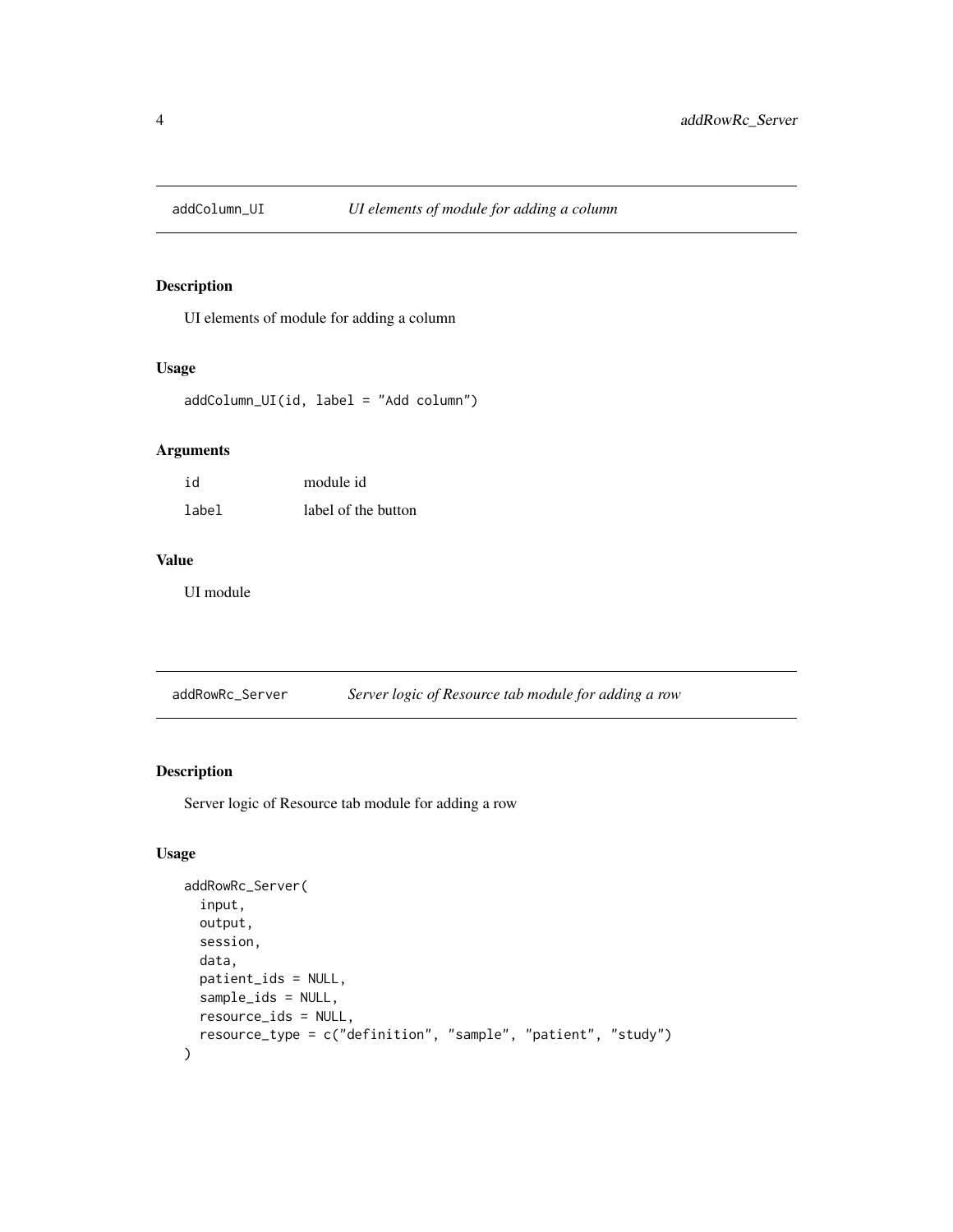## addColumn_UI — *UI elements of module for adding a column*

### Description

UI elements of module for adding a column

### Usage

```
addColumn_UI(id, label = "Add column")
```

### Arguments

| | |
|---|---|
| id | module id |
| label | label of the button |

### Value

UI module

## addRowRc_Server — *Server logic of Resource tab module for adding a row*

### Description

Server logic of Resource tab module for adding a row

### Usage

```
addRowRc_Server(
  input,
  output,
  session,
  data,
  patient_ids = NULL,
  sample_ids = NULL,
  resource_ids = NULL,
  resource_type = c("definition", "sample", "patient", "study")
)
```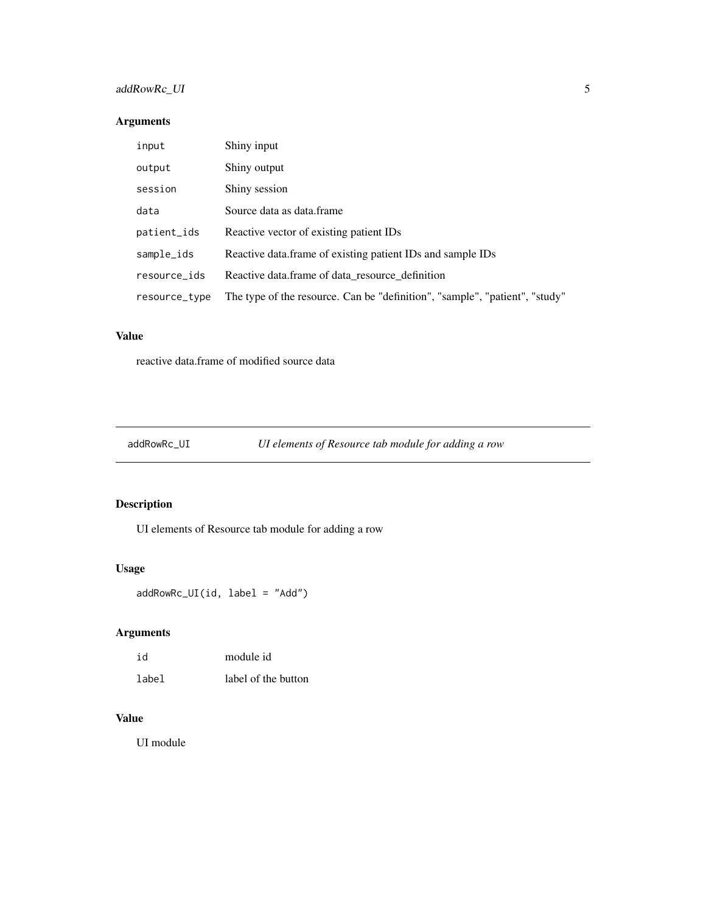### Arguments

| | |
|---|---|
| `input` | Shiny input |
| `output` | Shiny output |
| `session` | Shiny session |
| `data` | Source data as data.frame |
| `patient_ids` | Reactive vector of existing patient IDs |
| `sample_ids` | Reactive data.frame of existing patient IDs and sample IDs |
| `resource_ids` | Reactive data.frame of data_resource_definition |
| `resource_type` | The type of the resource. Can be "definition", "sample", "patient", "study" |

### Value

reactive data.frame of modified source data

---

## addRowRc_UI — *UI elements of Resource tab module for adding a row*

---

### Description

UI elements of Resource tab module for adding a row

### Usage

```
addRowRc_UI(id, label = "Add")
```

### Arguments

| | |
|---|---|
| `id` | module id |
| `label` | label of the button |

### Value

UI module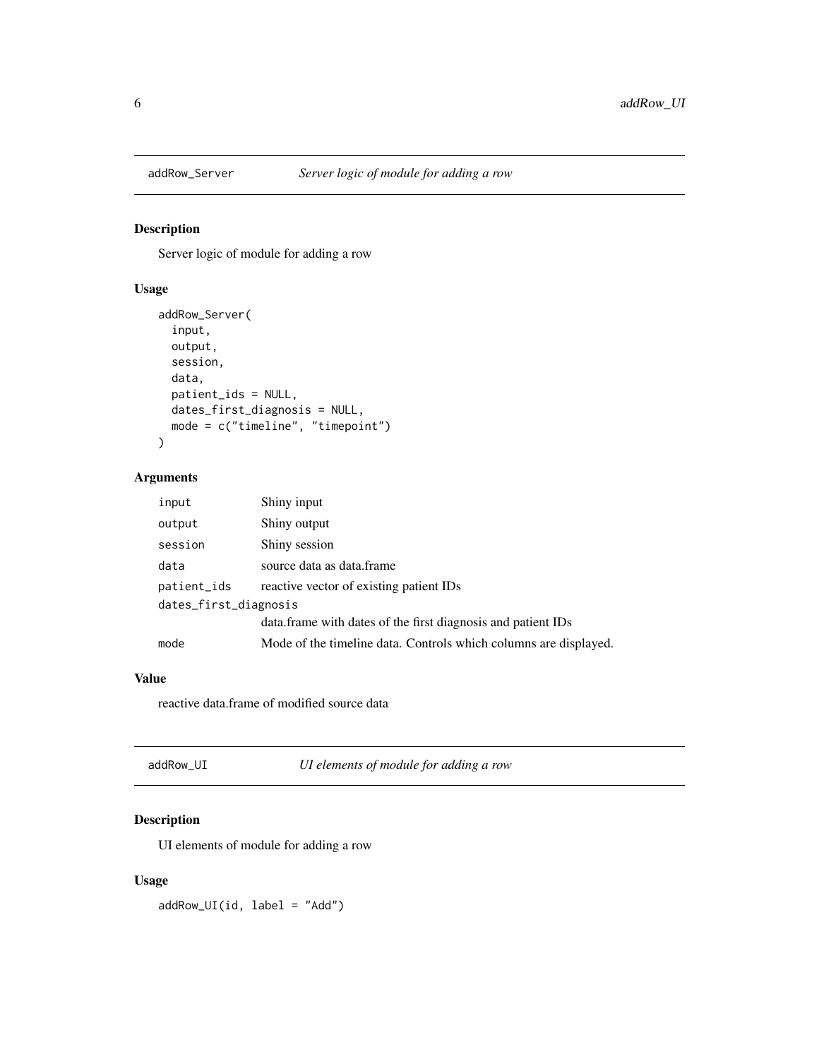## addRow_Server — *Server logic of module for adding a row*

### Description

Server logic of module for adding a row

### Usage

```
addRow_Server(
  input,
  output,
  session,
  data,
  patient_ids = NULL,
  dates_first_diagnosis = NULL,
  mode = c("timeline", "timepoint")
)
```

### Arguments

| | |
|---|---|
| `input` | Shiny input |
| `output` | Shiny output |
| `session` | Shiny session |
| `data` | source data as data.frame |
| `patient_ids` | reactive vector of existing patient IDs |
| `dates_first_diagnosis` | data.frame with dates of the first diagnosis and patient IDs |
| `mode` | Mode of the timeline data. Controls which columns are displayed. |

### Value

reactive data.frame of modified source data

## addRow_UI — *UI elements of module for adding a row*

### Description

UI elements of module for adding a row

### Usage

```
addRow_UI(id, label = "Add")
```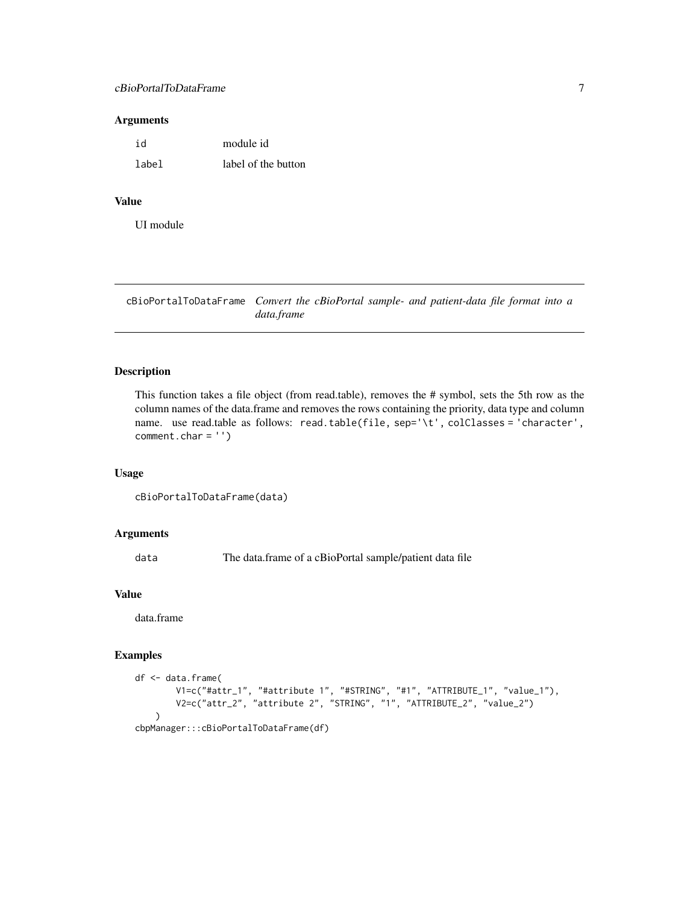### Arguments

| | |
|---|---|
| id | module id |
| label | label of the button |

### Value

UI module

---

## cBioPortalToDataFrame *Convert the cBioPortal sample- and patient-data file format into a data.frame*

---

### Description

This function takes a file object (from read.table), removes the # symbol, sets the 5th row as the column names of the data.frame and removes the rows containing the priority, data type and column name. use read.table as follows: `read.table(file, sep='\t', colClasses = 'character', comment.char = '')`

### Usage

```
cBioPortalToDataFrame(data)
```

### Arguments

| | |
|---|---|
| data | The data.frame of a cBioPortal sample/patient data file |

### Value

data.frame

### Examples

```
df <- data.frame(
        V1=c("#attr_1", "#attribute 1", "#STRING", "#1", "ATTRIBUTE_1", "value_1"),
        V2=c("attr_2", "attribute 2", "STRING", "1", "ATTRIBUTE_2", "value_2")
    )
cbpManager:::cBioPortalToDataFrame(df)
```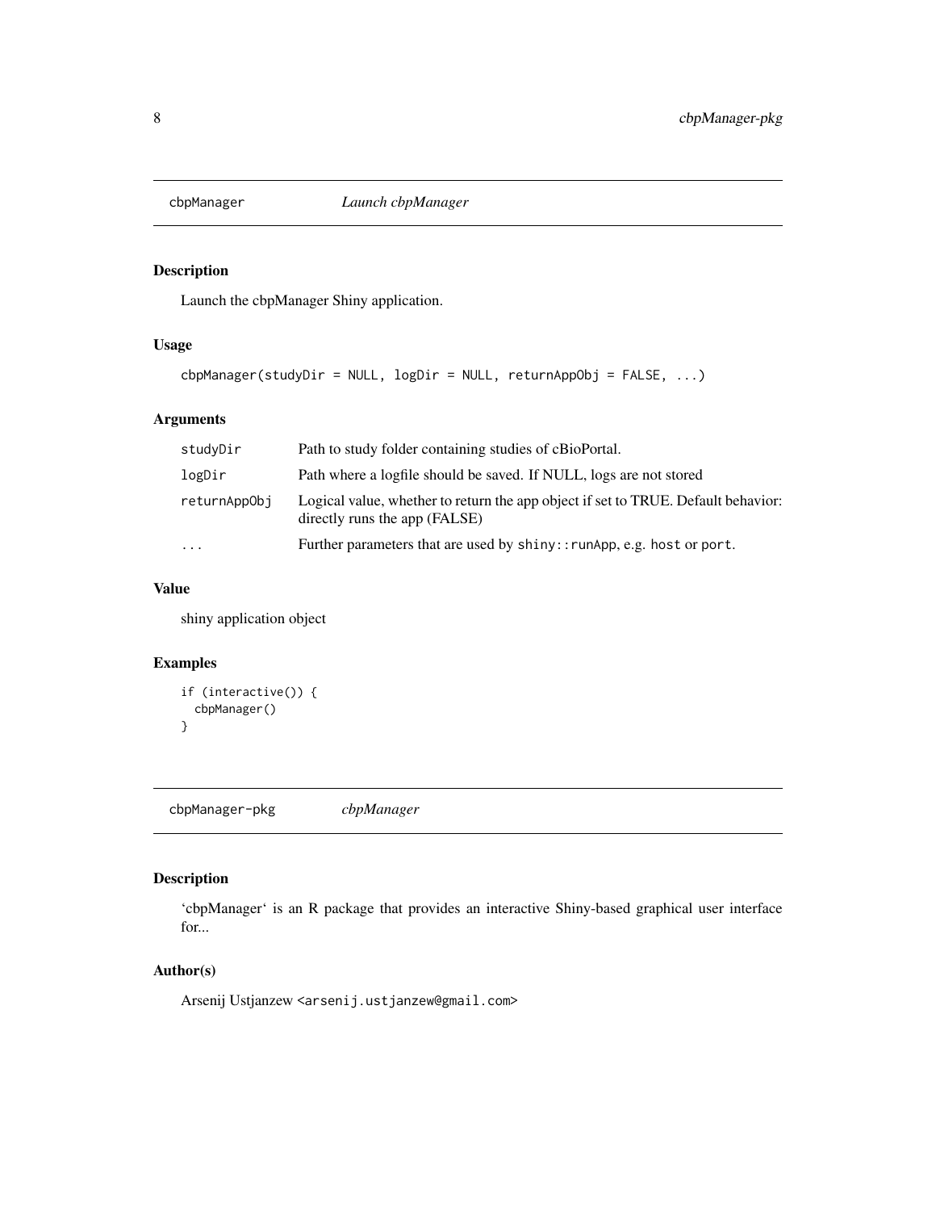## cbpManager — *Launch cbpManager*

### Description

Launch the cbpManager Shiny application.

### Usage

```
cbpManager(studyDir = NULL, logDir = NULL, returnAppObj = FALSE, ...)
```

### Arguments

| | |
|---|---|
| studyDir | Path to study folder containing studies of cBioPortal. |
| logDir | Path where a logfile should be saved. If NULL, logs are not stored |
| returnAppObj | Logical value, whether to return the app object if set to TRUE. Default behavior: directly runs the app (FALSE) |
| ... | Further parameters that are used by `shiny::runApp`, e.g. `host` or `port`. |

### Value

shiny application object

### Examples

```
if (interactive()) {
  cbpManager()
}
```

## cbpManager-pkg — *cbpManager*

### Description

'cbpManager' is an R package that provides an interactive Shiny-based graphical user interface for...

### Author(s)

Arsenij Ustjanzew <arsenij.ustjanzew@gmail.com>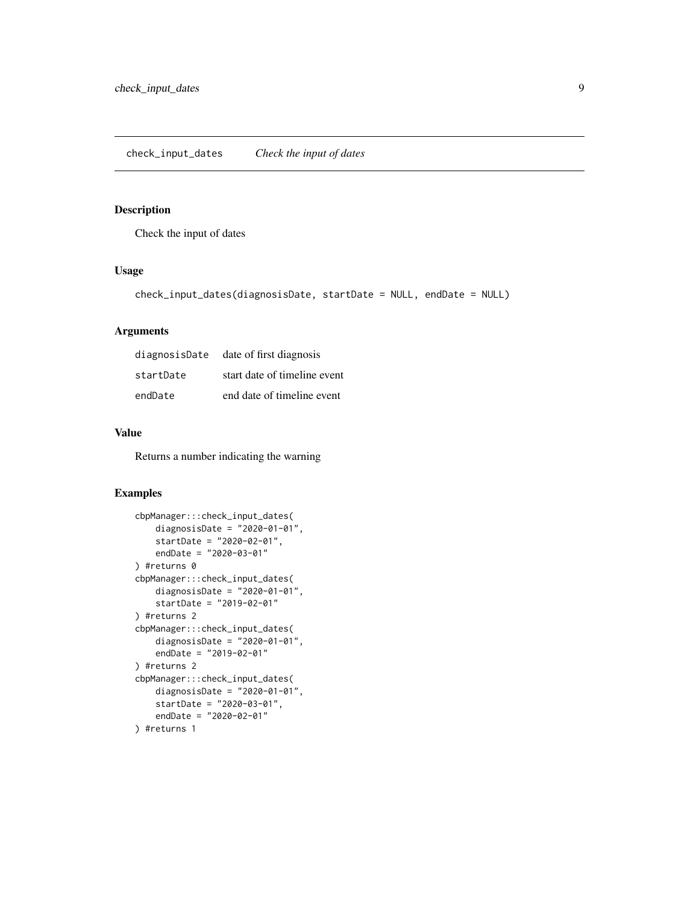## check_input_dates *Check the input of dates*

### Description

Check the input of dates

### Usage

```
check_input_dates(diagnosisDate, startDate = NULL, endDate = NULL)
```

### Arguments

| | |
|---|---|
| diagnosisDate | date of first diagnosis |
| startDate | start date of timeline event |
| endDate | end date of timeline event |

### Value

Returns a number indicating the warning

### Examples

```
cbpManager:::check_input_dates(
    diagnosisDate = "2020-01-01",
    startDate = "2020-02-01",
    endDate = "2020-03-01"
) #returns 0
cbpManager:::check_input_dates(
    diagnosisDate = "2020-01-01",
    startDate = "2019-02-01"
) #returns 2
cbpManager:::check_input_dates(
    diagnosisDate = "2020-01-01",
    endDate = "2019-02-01"
) #returns 2
cbpManager:::check_input_dates(
    diagnosisDate = "2020-01-01",
    startDate = "2020-03-01",
    endDate = "2020-02-01"
) #returns 1
```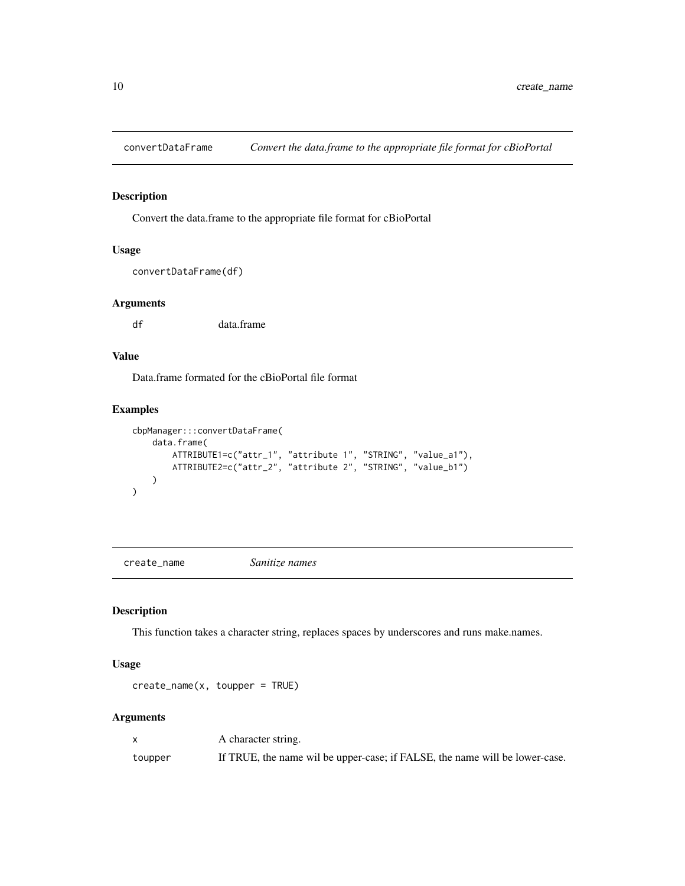## convertDataFrame *Convert the data.frame to the appropriate file format for cBioPortal*

### Description

Convert the data.frame to the appropriate file format for cBioPortal

### Usage

```
convertDataFrame(df)
```

### Arguments

| | |
|---|---|
| df | data.frame |

### Value

Data.frame formated for the cBioPortal file format

### Examples

```
cbpManager:::convertDataFrame(
    data.frame(
        ATTRIBUTE1=c("attr_1", "attribute 1", "STRING", "value_a1"),
        ATTRIBUTE2=c("attr_2", "attribute 2", "STRING", "value_b1")
    )
)
```

## create_name *Sanitize names*

### Description

This function takes a character string, replaces spaces by underscores and runs make.names.

### Usage

```
create_name(x, toupper = TRUE)
```

### Arguments

| | |
|---|---|
| x | A character string. |
| toupper | If TRUE, the name wil be upper-case; if FALSE, the name will be lower-case. |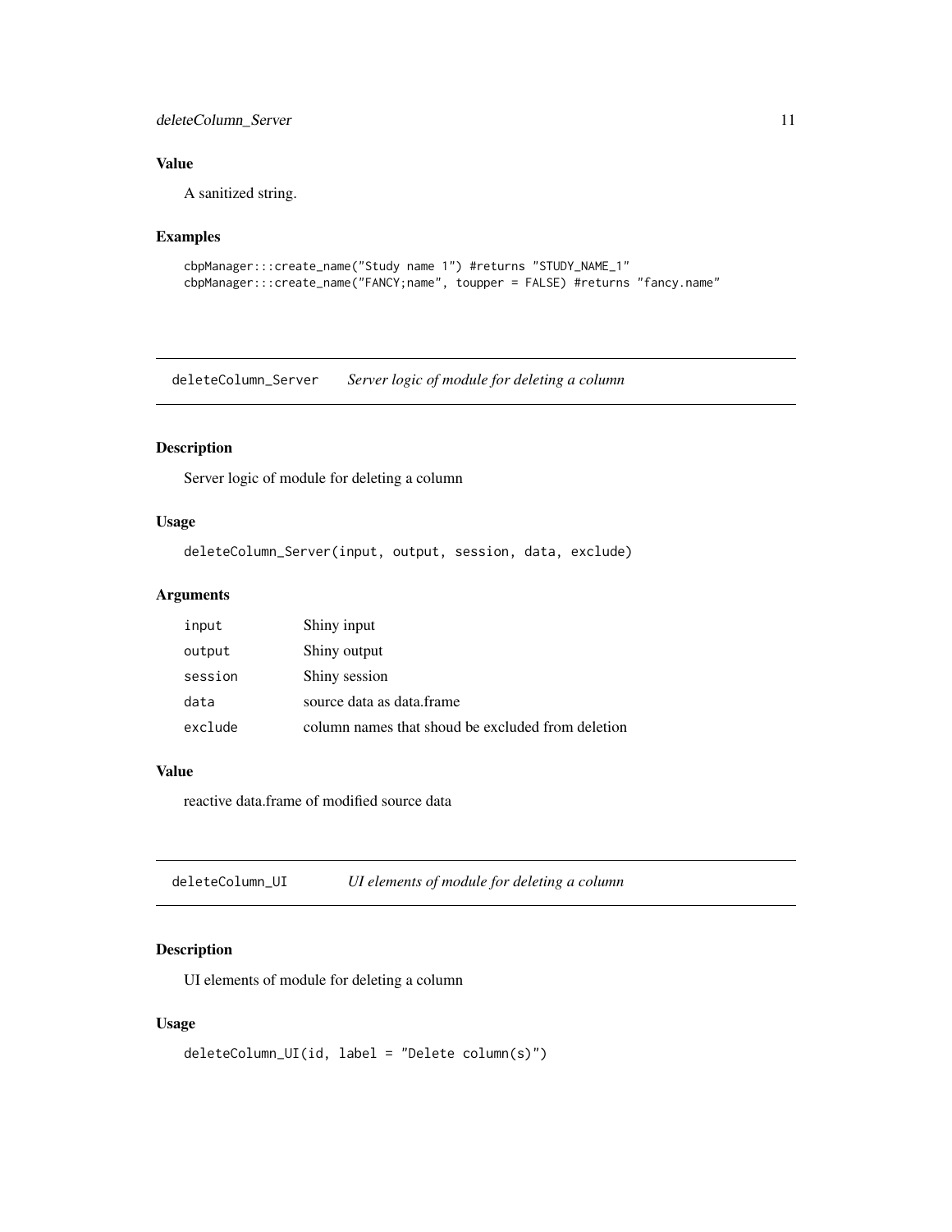## Value

A sanitized string.

## Examples

```
cbpManager:::create_name("Study name 1") #returns "STUDY_NAME_1"
cbpManager:::create_name("FANCY;name", toupper = FALSE) #returns "fancy.name"
```

---

# deleteColumn_Server *Server logic of module for deleting a column*

---

## Description

Server logic of module for deleting a column

## Usage

```
deleteColumn_Server(input, output, session, data, exclude)
```

## Arguments

| | |
|---|---|
| input | Shiny input |
| output | Shiny output |
| session | Shiny session |
| data | source data as data.frame |
| exclude | column names that shoud be excluded from deletion |

## Value

reactive data.frame of modified source data

---

# deleteColumn_UI *UI elements of module for deleting a column*

---

## Description

UI elements of module for deleting a column

## Usage

```
deleteColumn_UI(id, label = "Delete column(s)")
```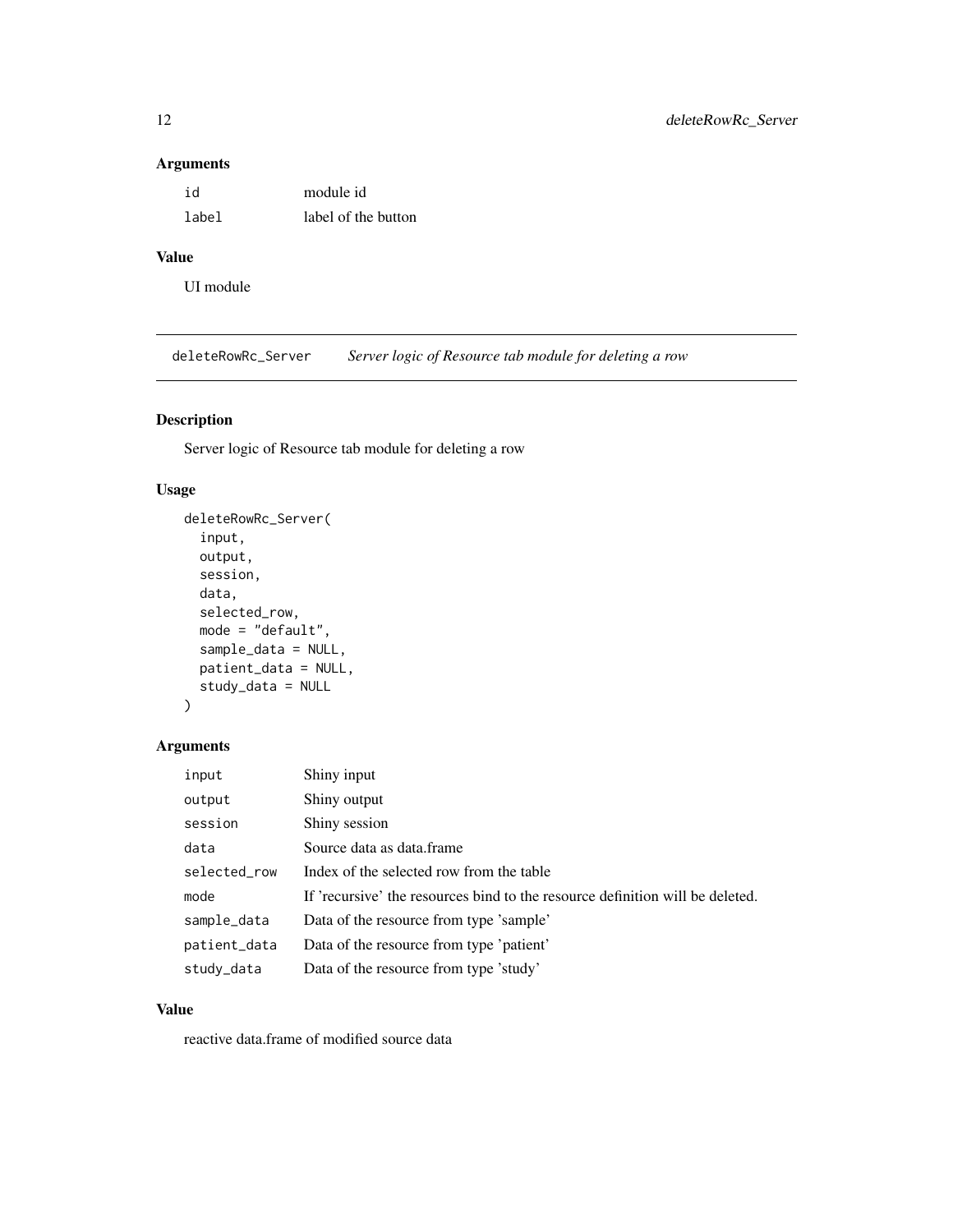### Arguments

| | |
|---|---|
| id | module id |
| label | label of the button |

### Value

UI module

## deleteRowRc_Server *Server logic of Resource tab module for deleting a row*

### Description

Server logic of Resource tab module for deleting a row

### Usage

```
deleteRowRc_Server(
  input,
  output,
  session,
  data,
  selected_row,
  mode = "default",
  sample_data = NULL,
  patient_data = NULL,
  study_data = NULL
)
```

### Arguments

| | |
|---|---|
| input | Shiny input |
| output | Shiny output |
| session | Shiny session |
| data | Source data as data.frame |
| selected_row | Index of the selected row from the table |
| mode | If 'recursive' the resources bind to the resource definition will be deleted. |
| sample_data | Data of the resource from type 'sample' |
| patient_data | Data of the resource from type 'patient' |
| study_data | Data of the resource from type 'study' |

### Value

reactive data.frame of modified source data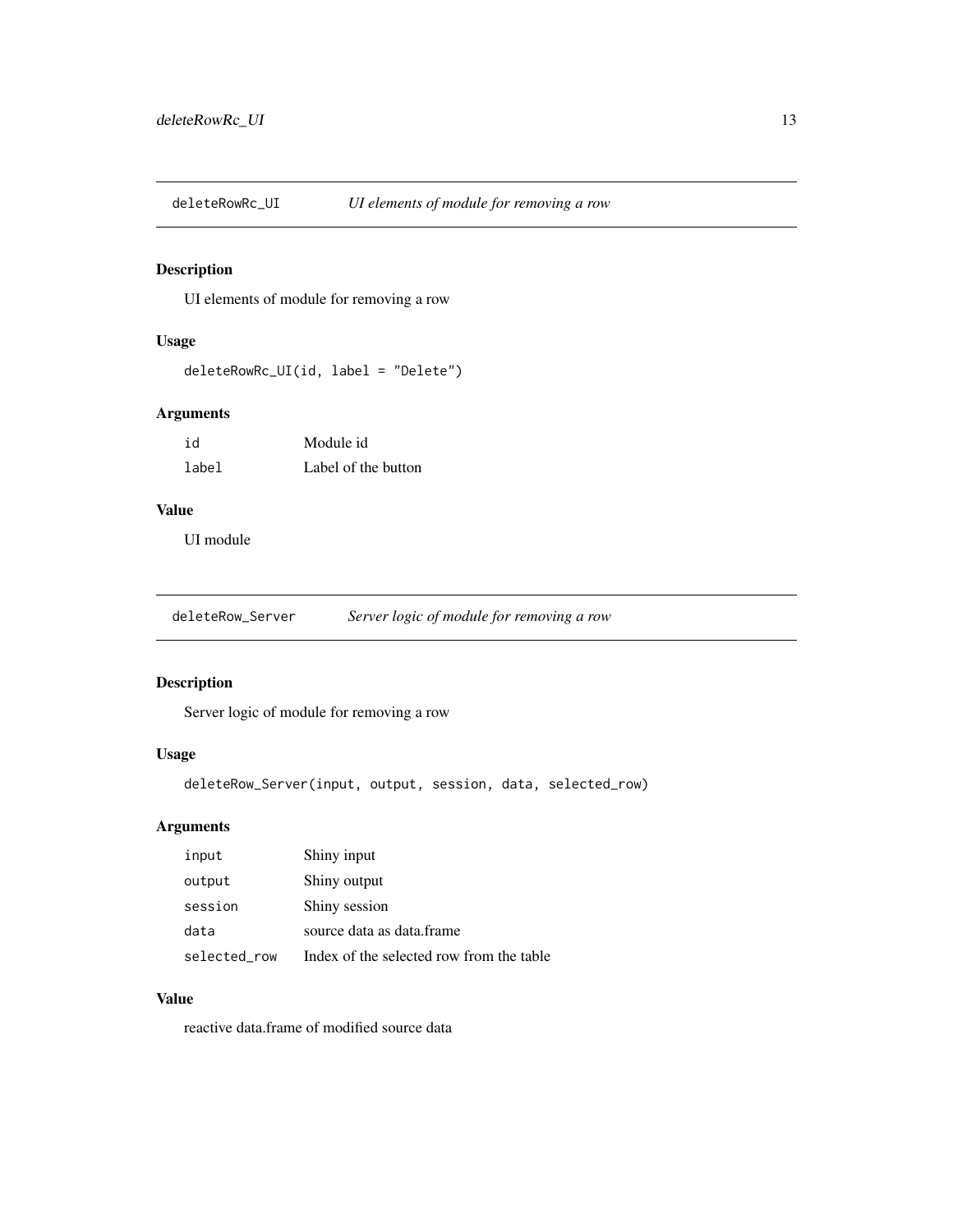## deleteRowRc_UI — *UI elements of module for removing a row*

### Description

UI elements of module for removing a row

### Usage

```
deleteRowRc_UI(id, label = "Delete")
```

### Arguments

| | |
|---|---|
| id | Module id |
| label | Label of the button |

### Value

UI module

## deleteRow_Server — *Server logic of module for removing a row*

### Description

Server logic of module for removing a row

### Usage

```
deleteRow_Server(input, output, session, data, selected_row)
```

### Arguments

| | |
|---|---|
| input | Shiny input |
| output | Shiny output |
| session | Shiny session |
| data | source data as data.frame |
| selected_row | Index of the selected row from the table |

### Value

reactive data.frame of modified source data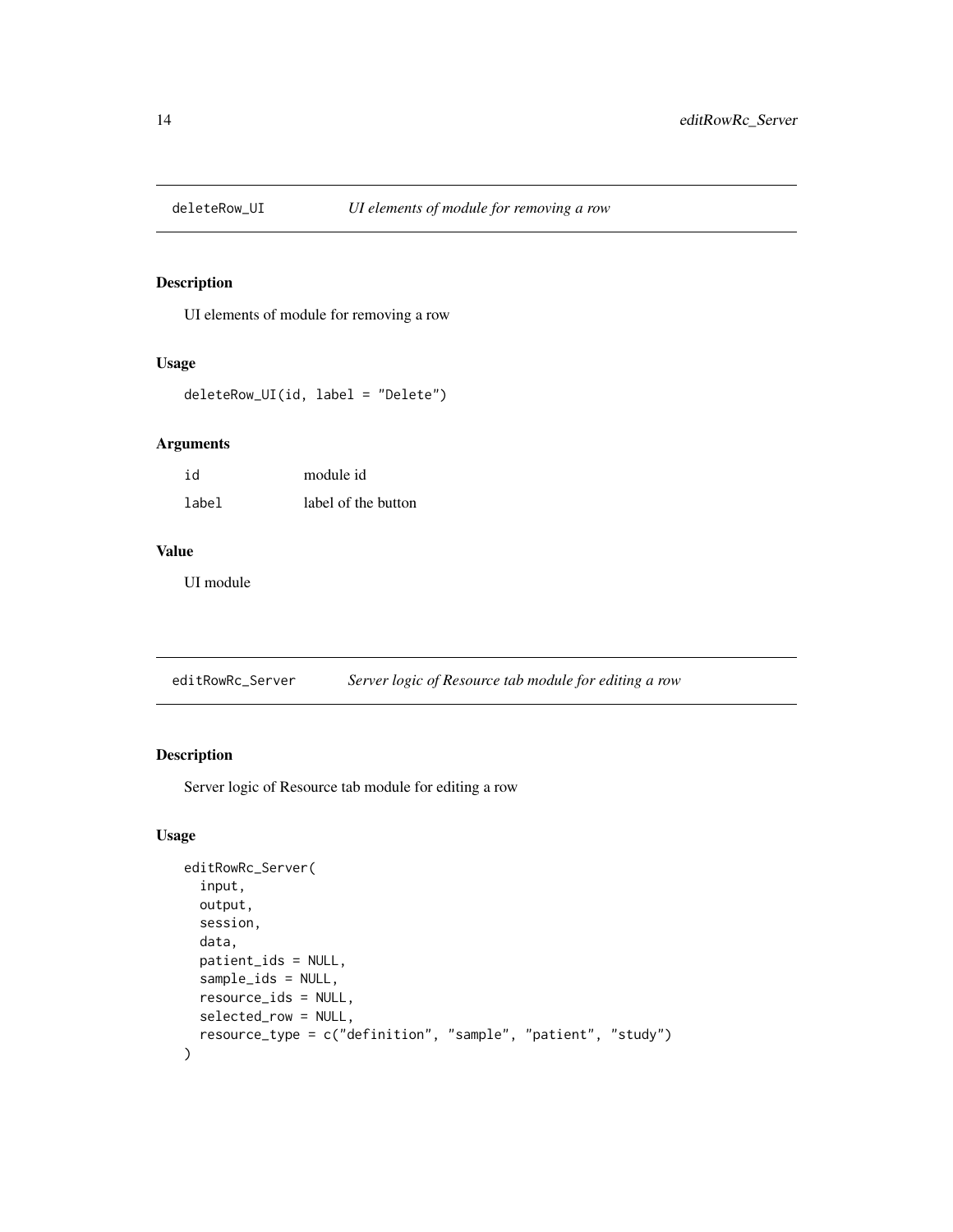## deleteRow_UI

*UI elements of module for removing a row*

### Description

UI elements of module for removing a row

### Usage

```
deleteRow_UI(id, label = "Delete")
```

### Arguments

| | |
|---|---|
| id | module id |
| label | label of the button |

### Value

UI module

## editRowRc_Server

*Server logic of Resource tab module for editing a row*

### Description

Server logic of Resource tab module for editing a row

### Usage

```
editRowRc_Server(
  input,
  output,
  session,
  data,
  patient_ids = NULL,
  sample_ids = NULL,
  resource_ids = NULL,
  selected_row = NULL,
  resource_type = c("definition", "sample", "patient", "study")
)
```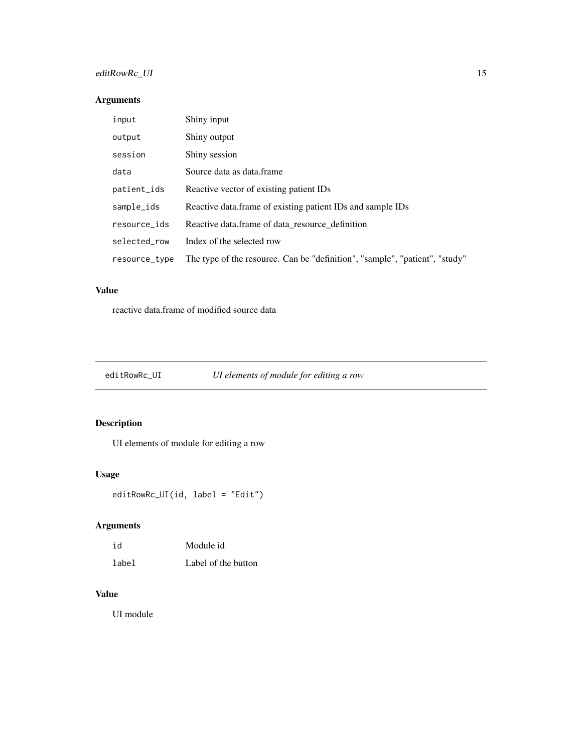## Arguments

| | |
|---|---|
| input | Shiny input |
| output | Shiny output |
| session | Shiny session |
| data | Source data as data.frame |
| patient_ids | Reactive vector of existing patient IDs |
| sample_ids | Reactive data.frame of existing patient IDs and sample IDs |
| resource_ids | Reactive data.frame of data_resource_definition |
| selected_row | Index of the selected row |
| resource_type | The type of the resource. Can be "definition", "sample", "patient", "study" |

## Value

reactive data.frame of modified source data

---

# editRowRc_UI *UI elements of module for editing a row*

## Description

UI elements of module for editing a row

## Usage

```
editRowRc_UI(id, label = "Edit")
```

## Arguments

| | |
|---|---|
| id | Module id |
| label | Label of the button |

## Value

UI module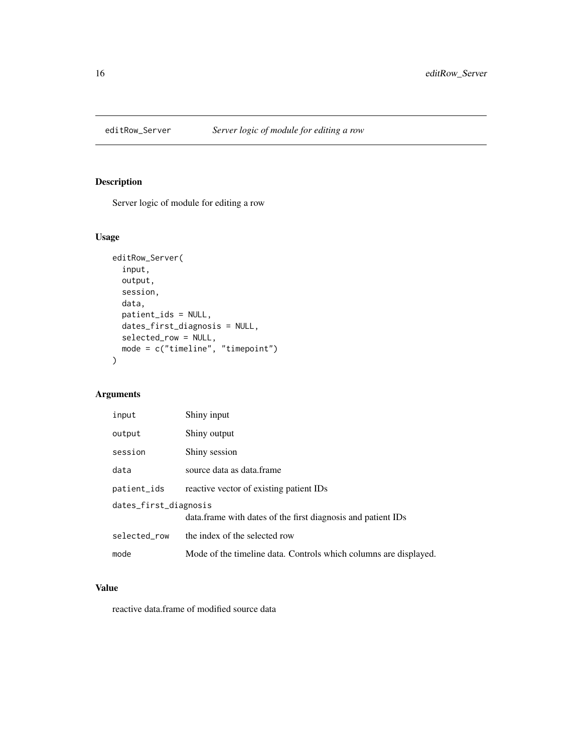# editRow_Server — *Server logic of module for editing a row*

## Description

Server logic of module for editing a row

## Usage

```
editRow_Server(
  input,
  output,
  session,
  data,
  patient_ids = NULL,
  dates_first_diagnosis = NULL,
  selected_row = NULL,
  mode = c("timeline", "timepoint")
)
```

## Arguments

| | |
|---|---|
| `input` | Shiny input |
| `output` | Shiny output |
| `session` | Shiny session |
| `data` | source data as data.frame |
| `patient_ids` | reactive vector of existing patient IDs |
| `dates_first_diagnosis` | data.frame with dates of the first diagnosis and patient IDs |
| `selected_row` | the index of the selected row |
| `mode` | Mode of the timeline data. Controls which columns are displayed. |

## Value

reactive data.frame of modified source data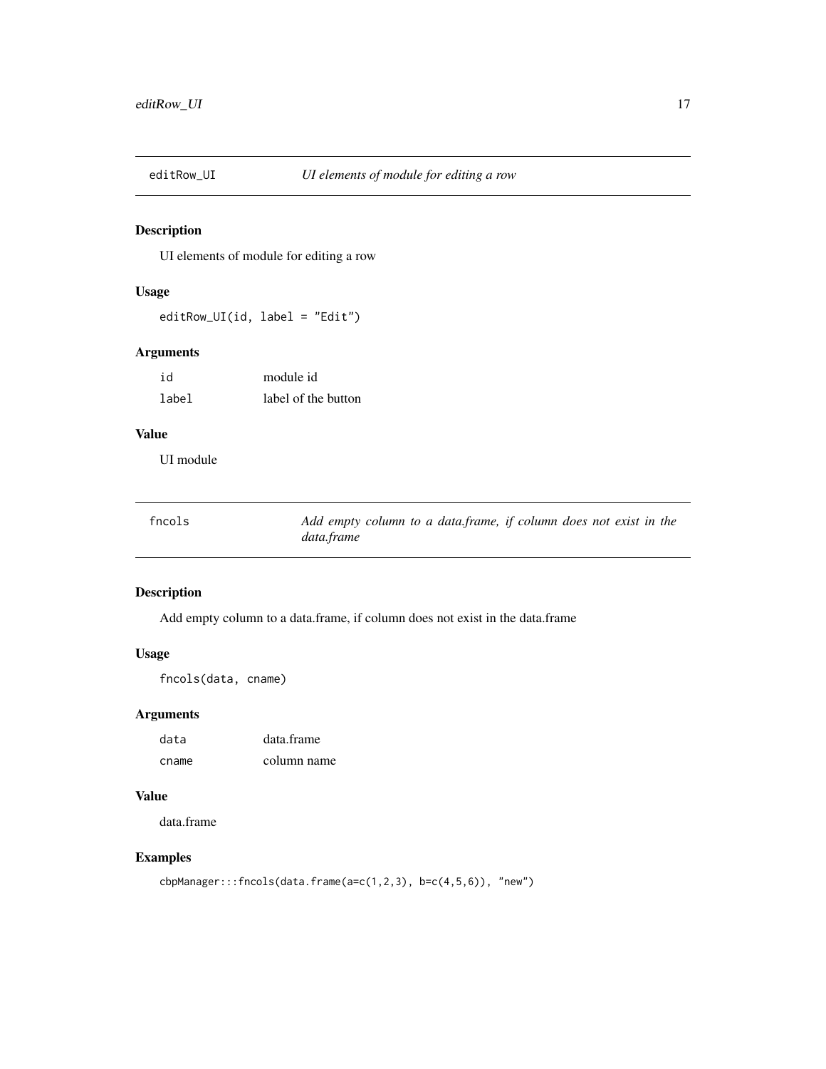## editRow_UI — *UI elements of module for editing a row*

### Description

UI elements of module for editing a row

### Usage

```
editRow_UI(id, label = "Edit")
```

### Arguments

| | |
|---|---|
| `id` | module id |
| `label` | label of the button |

### Value

UI module

## fncols — *Add empty column to a data.frame, if column does not exist in the data.frame*

### Description

Add empty column to a data.frame, if column does not exist in the data.frame

### Usage

```
fncols(data, cname)
```

### Arguments

| | |
|---|---|
| `data` | data.frame |
| `cname` | column name |

### Value

data.frame

### Examples

```
cbpManager:::fncols(data.frame(a=c(1,2,3), b=c(4,5,6)), "new")
```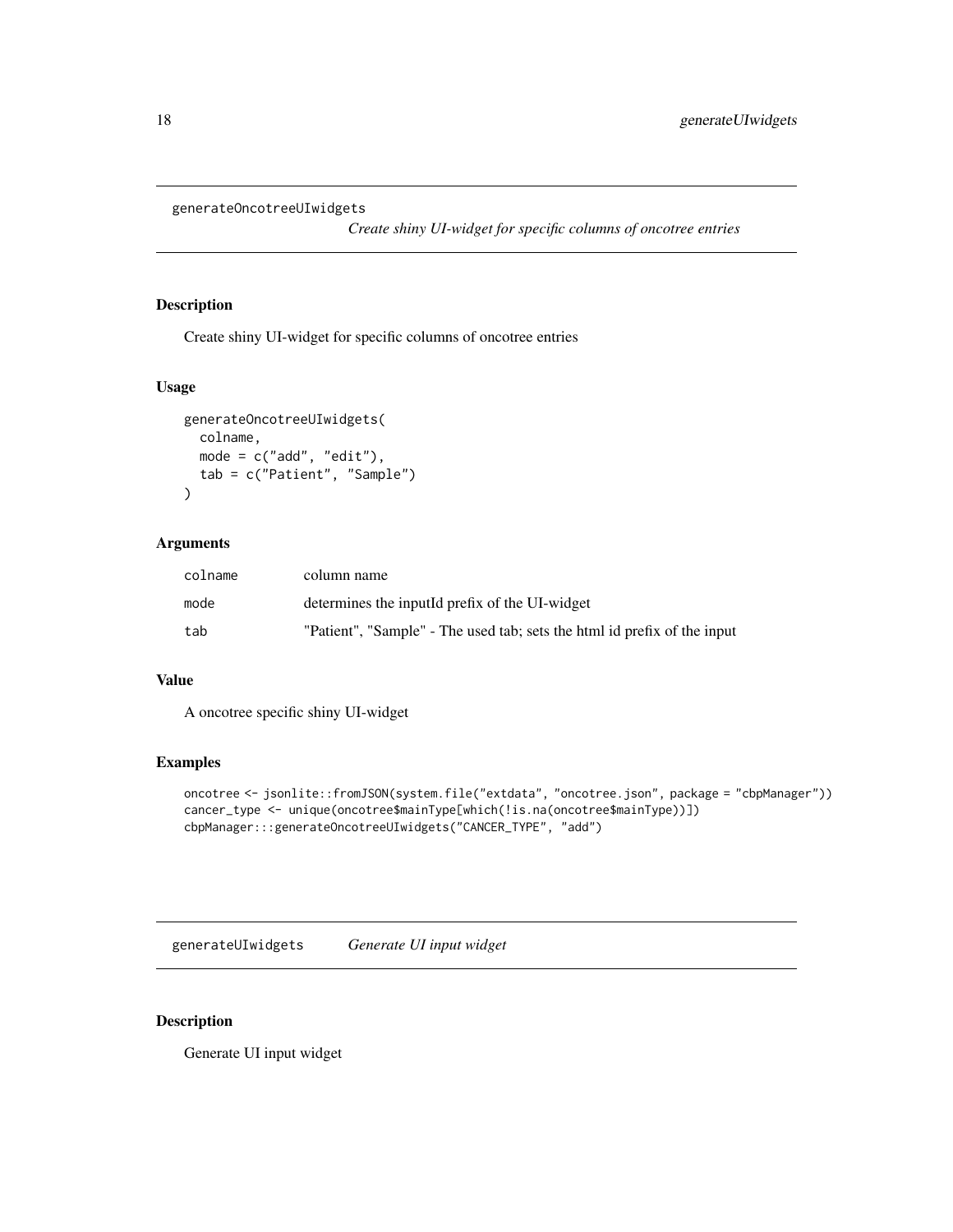## generateOncotreeUIwidgets

*Create shiny UI-widget for specific columns of oncotree entries*

### Description

Create shiny UI-widget for specific columns of oncotree entries

### Usage

```
generateOncotreeUIwidgets(
  colname,
  mode = c("add", "edit"),
  tab = c("Patient", "Sample")
)
```

### Arguments

| | |
|---|---|
| colname | column name |
| mode | determines the inputId prefix of the UI-widget |
| tab | "Patient", "Sample" - The used tab; sets the html id prefix of the input |

### Value

A oncotree specific shiny UI-widget

### Examples

```
oncotree <- jsonlite::fromJSON(system.file("extdata", "oncotree.json", package = "cbpManager"))
cancer_type <- unique(oncotree$mainType[which(!is.na(oncotree$mainType))])
cbpManager:::generateOncotreeUIwidgets("CANCER_TYPE", "add")
```

## generateUIwidgets

*Generate UI input widget*

### Description

Generate UI input widget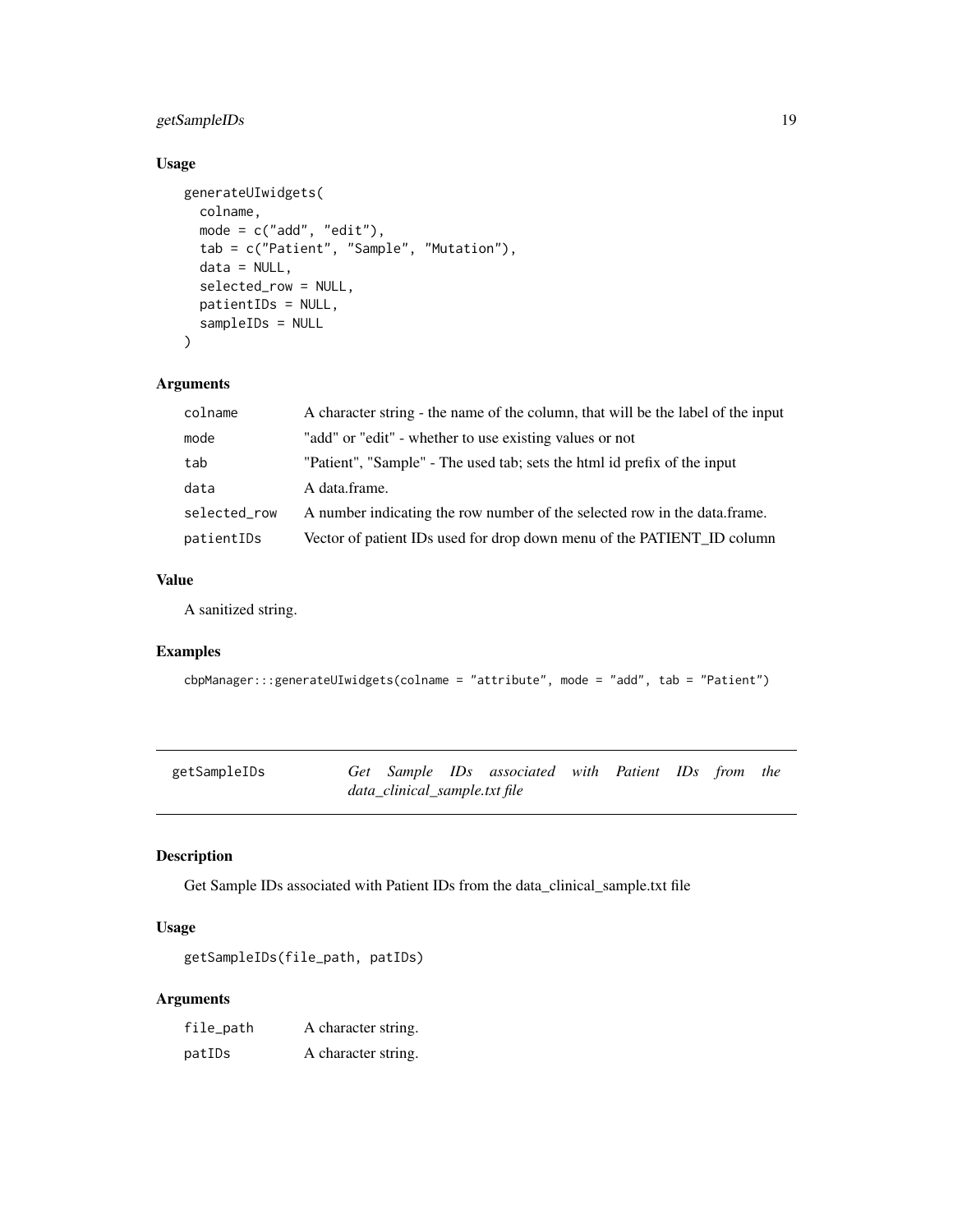## Usage

```
generateUIwidgets(
  colname,
  mode = c("add", "edit"),
  tab = c("Patient", "Sample", "Mutation"),
  data = NULL,
  selected_row = NULL,
  patientIDs = NULL,
  sampleIDs = NULL
)
```

## Arguments

| | |
|---|---|
| colname | A character string - the name of the column, that will be the label of the input |
| mode | "add" or "edit" - whether to use existing values or not |
| tab | "Patient", "Sample" - The used tab; sets the html id prefix of the input |
| data | A data.frame. |
| selected_row | A number indicating the row number of the selected row in the data.frame. |
| patientIDs | Vector of patient IDs used for drop down menu of the PATIENT_ID column |

## Value

A sanitized string.

## Examples

```
cbpManager:::generateUIwidgets(colname = "attribute", mode = "add", tab = "Patient")
```

---

# getSampleIDs — *Get Sample IDs associated with Patient IDs from the data_clinical_sample.txt file*

## Description

Get Sample IDs associated with Patient IDs from the data_clinical_sample.txt file

## Usage

```
getSampleIDs(file_path, patIDs)
```

## Arguments

| | |
|---|---|
| file_path | A character string. |
| patIDs | A character string. |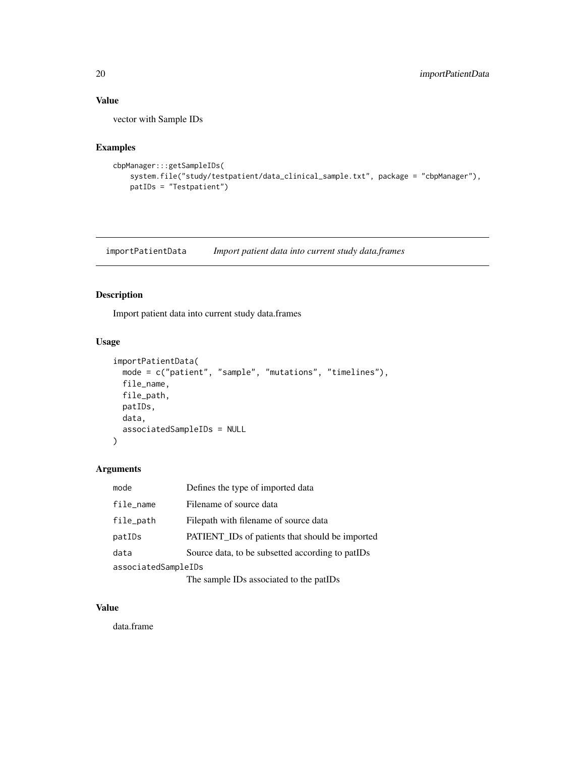## Value

vector with Sample IDs

## Examples

```
cbpManager:::getSampleIDs(
    system.file("study/testpatient/data_clinical_sample.txt", package = "cbpManager"),
    patIDs = "Testpatient")
```

---

# importPatientData *Import patient data into current study data.frames*

---

## Description

Import patient data into current study data.frames

## Usage

```
importPatientData(
  mode = c("patient", "sample", "mutations", "timelines"),
  file_name,
  file_path,
  patIDs,
  data,
  associatedSampleIDs = NULL
)
```

## Arguments

| | |
|---|---|
| mode | Defines the type of imported data |
| file_name | Filename of source data |
| file_path | Filepath with filename of source data |
| patIDs | PATIENT_IDs of patients that should be imported |
| data | Source data, to be subsetted according to patIDs |
| associatedSampleIDs | The sample IDs associated to the patIDs |

## Value

data.frame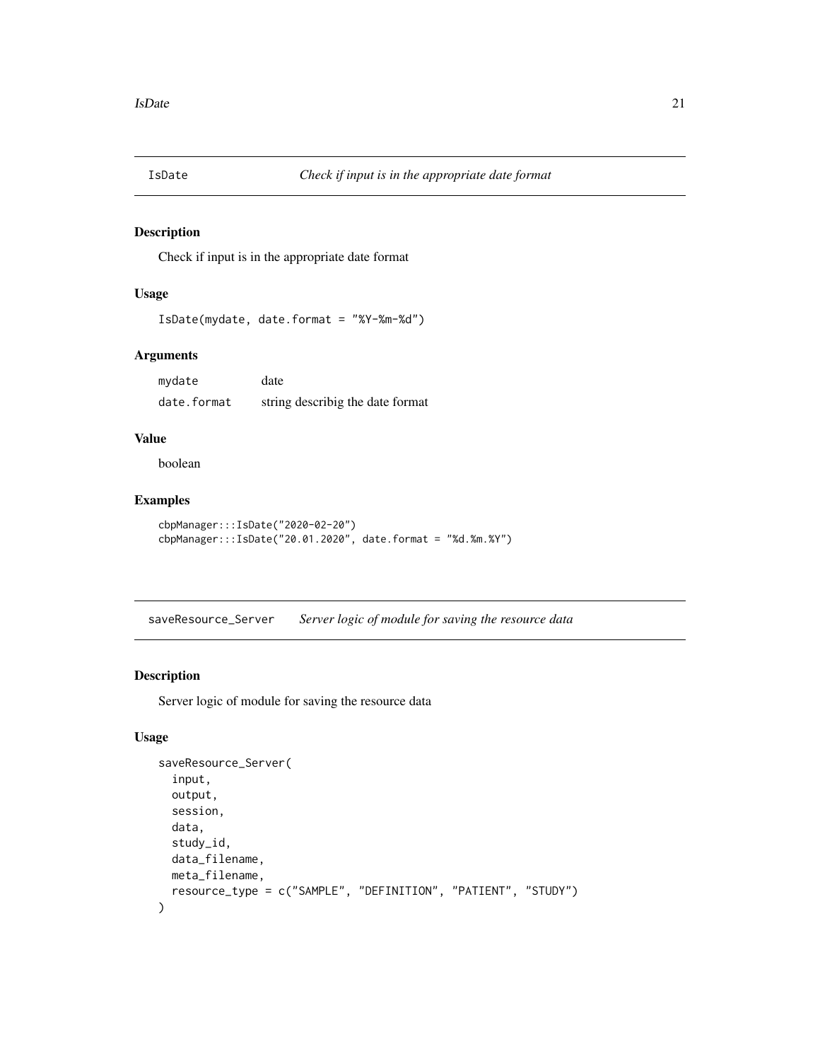## IsDate — *Check if input is in the appropriate date format*

### Description

Check if input is in the appropriate date format

### Usage

```
IsDate(mydate, date.format = "%Y-%m-%d")
```

### Arguments

| | |
|---|---|
| mydate | date |
| date.format | string describig the date format |

### Value

boolean

### Examples

```
cbpManager:::IsDate("2020-02-20")
cbpManager:::IsDate("20.01.2020", date.format = "%d.%m.%Y")
```

## saveResource_Server — *Server logic of module for saving the resource data*

### Description

Server logic of module for saving the resource data

### Usage

```
saveResource_Server(
  input,
  output,
  session,
  data,
  study_id,
  data_filename,
  meta_filename,
  resource_type = c("SAMPLE", "DEFINITION", "PATIENT", "STUDY")
)
```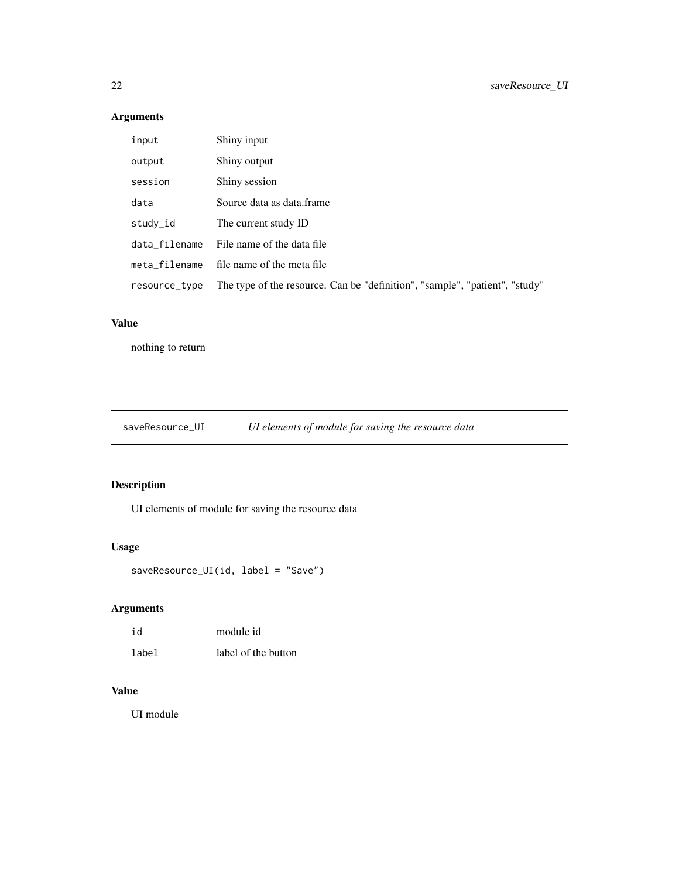## Arguments

| | |
|---|---|
| `input` | Shiny input |
| `output` | Shiny output |
| `session` | Shiny session |
| `data` | Source data as data.frame |
| `study_id` | The current study ID |
| `data_filename` | File name of the data file |
| `meta_filename` | file name of the meta file |
| `resource_type` | The type of the resource. Can be "definition", "sample", "patient", "study" |

## Value

nothing to return

---

# saveResource_UI    *UI elements of module for saving the resource data*

---

## Description

UI elements of module for saving the resource data

## Usage

```
saveResource_UI(id, label = "Save")
```

## Arguments

| | |
|---|---|
| `id` | module id |
| `label` | label of the button |

## Value

UI module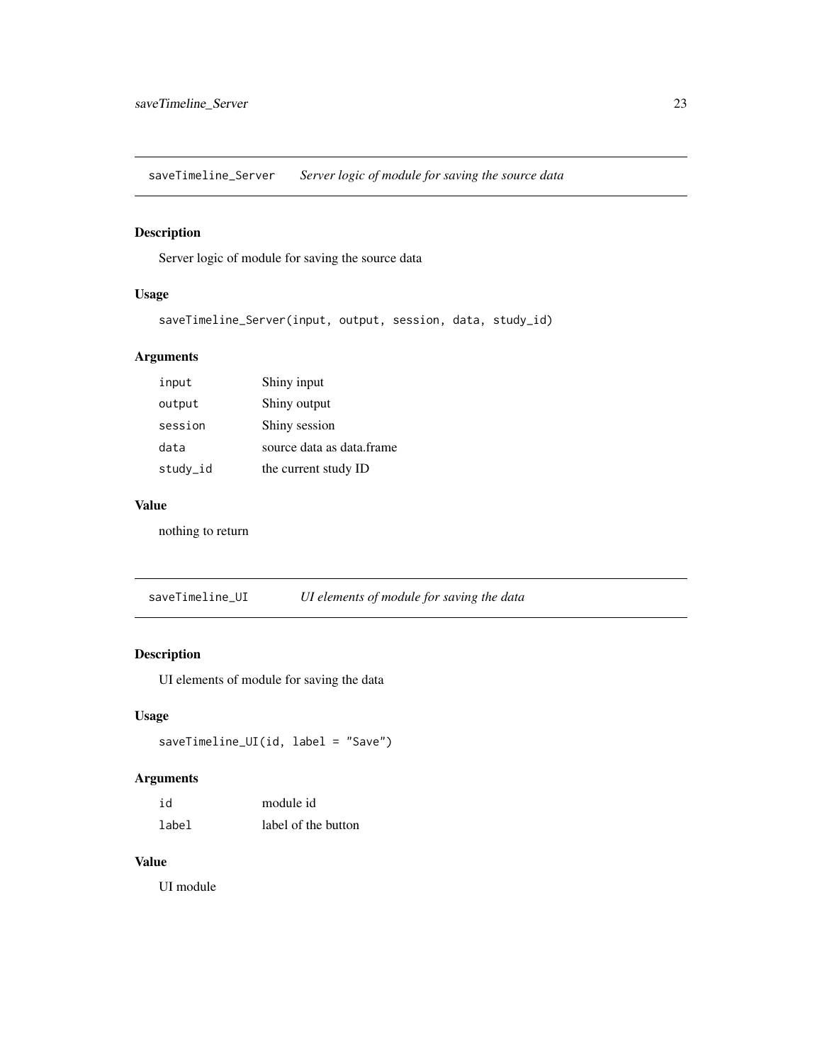## saveTimeline_Server *Server logic of module for saving the source data*

### Description

Server logic of module for saving the source data

### Usage

```
saveTimeline_Server(input, output, session, data, study_id)
```

### Arguments

| | |
|---|---|
| input | Shiny input |
| output | Shiny output |
| session | Shiny session |
| data | source data as data.frame |
| study_id | the current study ID |

### Value

nothing to return

## saveTimeline_UI *UI elements of module for saving the data*

### Description

UI elements of module for saving the data

### Usage

```
saveTimeline_UI(id, label = "Save")
```

### Arguments

| | |
|---|---|
| id | module id |
| label | label of the button |

### Value

UI module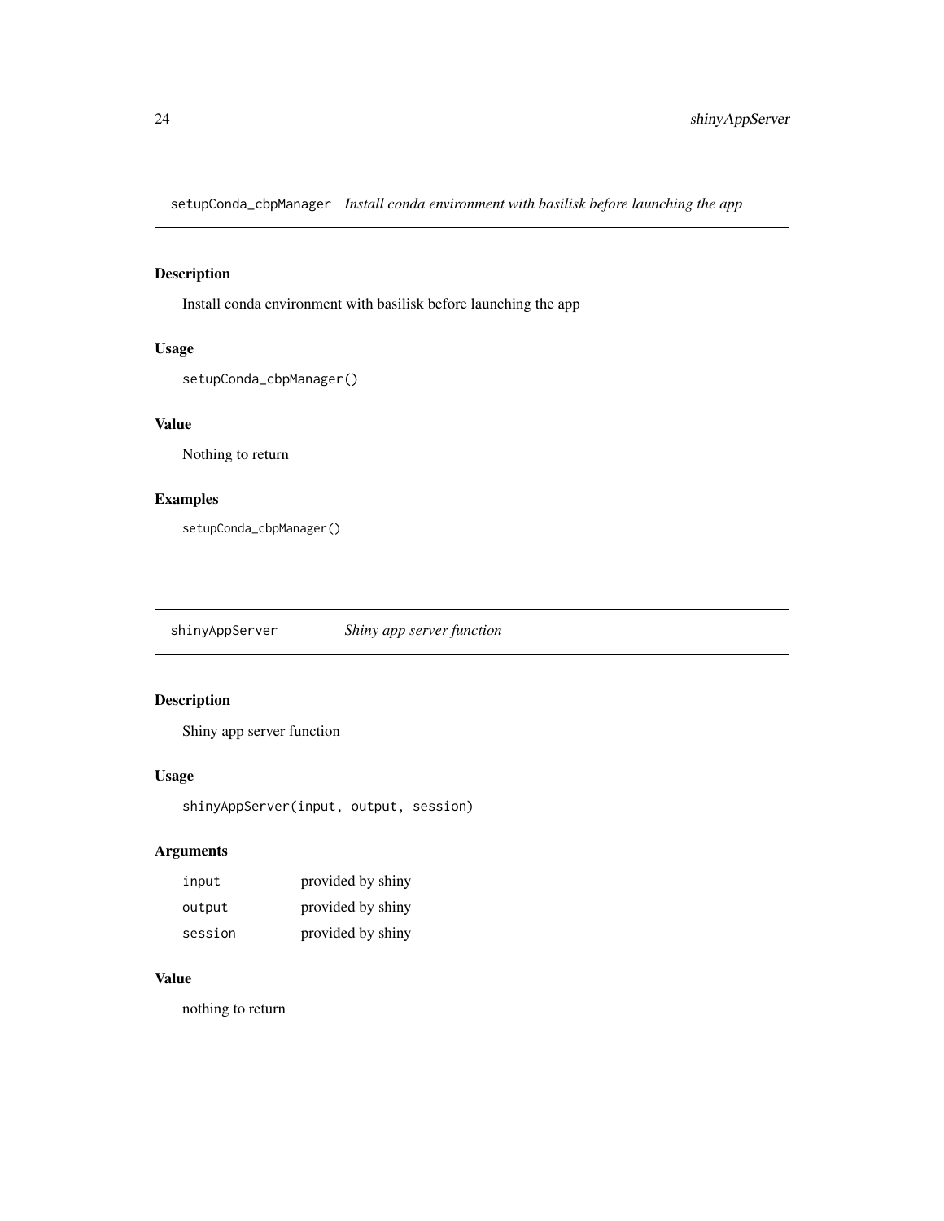## setupConda_cbpManager *Install conda environment with basilisk before launching the app*

### Description

Install conda environment with basilisk before launching the app

### Usage

```
setupConda_cbpManager()
```

### Value

Nothing to return

### Examples

```
setupConda_cbpManager()
```

## shinyAppServer *Shiny app server function*

### Description

Shiny app server function

### Usage

```
shinyAppServer(input, output, session)
```

### Arguments

| | |
|---|---|
| input | provided by shiny |
| output | provided by shiny |
| session | provided by shiny |

### Value

nothing to return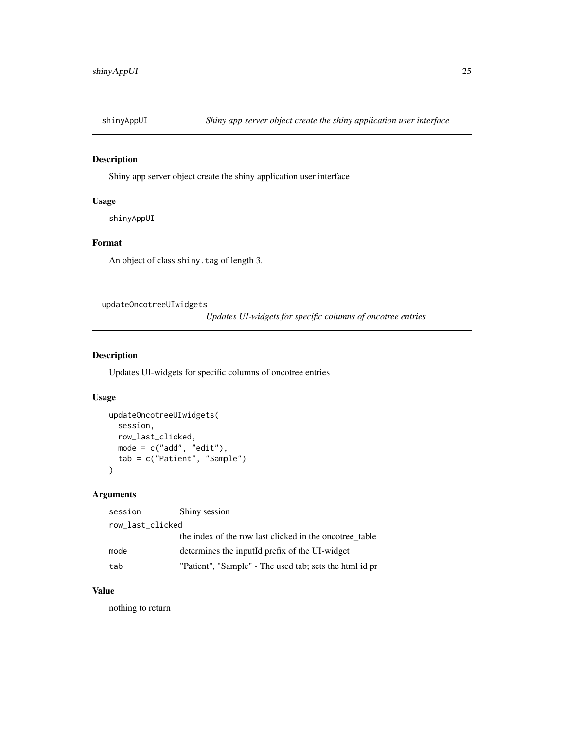## shinyAppUI — *Shiny app server object create the shiny application user interface*

### Description

Shiny app server object create the shiny application user interface

### Usage

```
shinyAppUI
```

### Format

An object of class shiny.tag of length 3.

## updateOncotreeUIwidgets — *Updates UI-widgets for specific columns of oncotree entries*

### Description

Updates UI-widgets for specific columns of oncotree entries

### Usage

```
updateOncotreeUIwidgets(
  session,
  row_last_clicked,
  mode = c("add", "edit"),
  tab = c("Patient", "Sample")
)
```

### Arguments

| | |
|---|---|
| session | Shiny session |
| row_last_clicked | the index of the row last clicked in the oncotree_table |
| mode | determines the inputId prefix of the UI-widget |
| tab | "Patient", "Sample" - The used tab; sets the html id pr |

### Value

nothing to return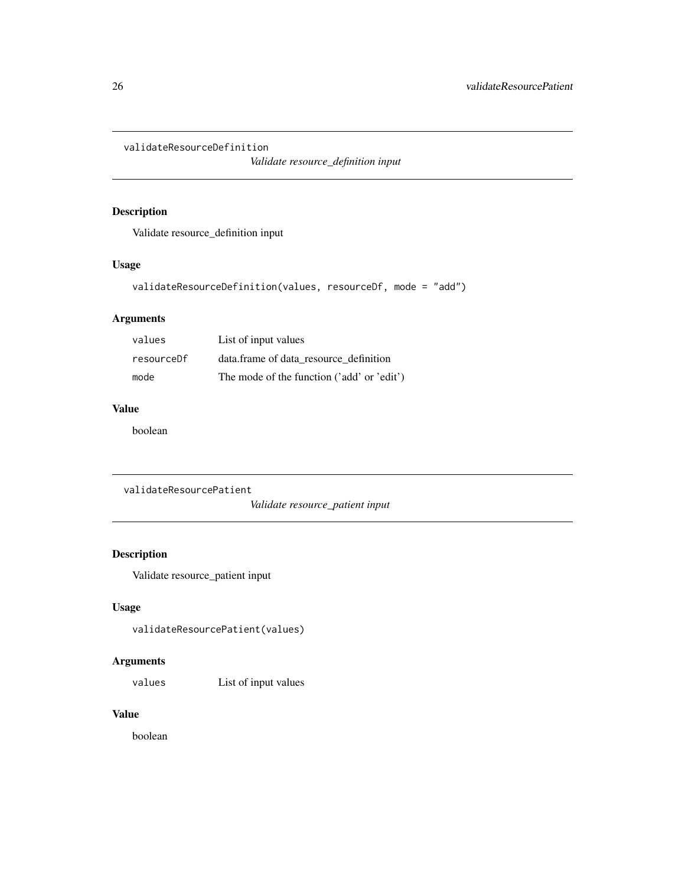## validateResourceDefinition

*Validate resource_definition input*

### Description

Validate resource_definition input

### Usage

```
validateResourceDefinition(values, resourceDf, mode = "add")
```

### Arguments

| | |
|---|---|
| values | List of input values |
| resourceDf | data.frame of data_resource_definition |
| mode | The mode of the function ('add' or 'edit') |

### Value

boolean

## validateResourcePatient

*Validate resource_patient input*

### Description

Validate resource_patient input

### Usage

```
validateResourcePatient(values)
```

### Arguments

| | |
|---|---|
| values | List of input values |

### Value

boolean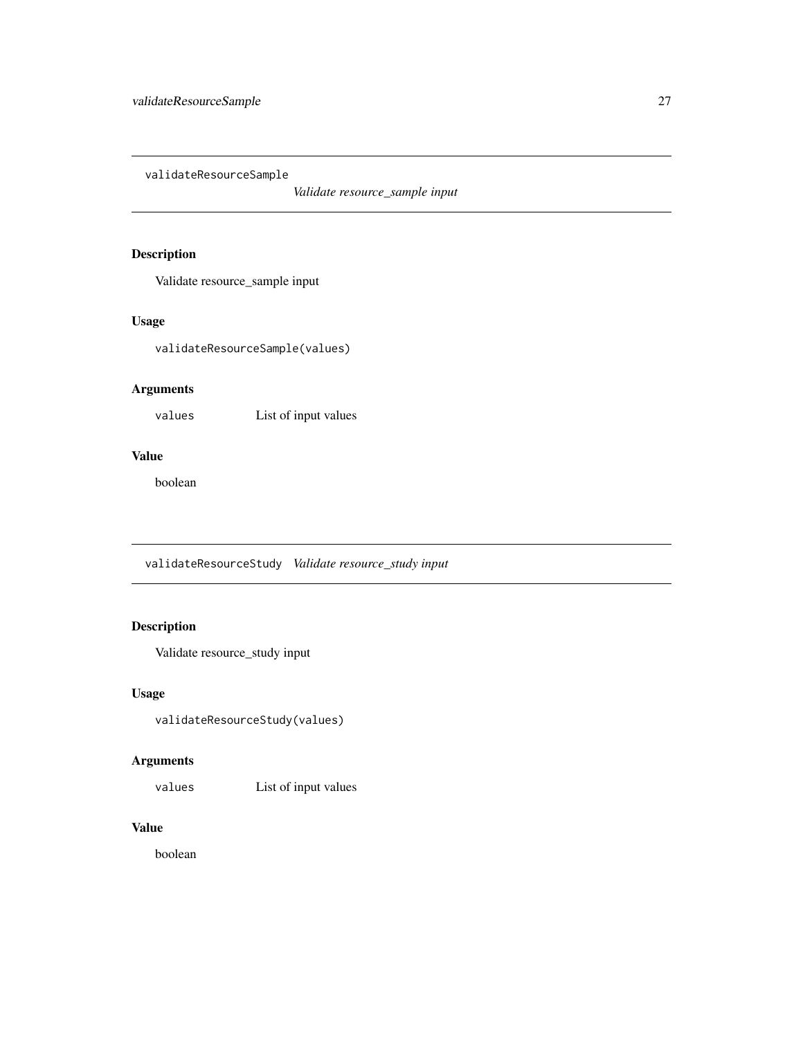## validateResourceSample

*Validate resource_sample input*

### Description

Validate resource_sample input

### Usage

```
validateResourceSample(values)
```

### Arguments

| | |
|---|---|
| values | List of input values |

### Value

boolean

## validateResourceStudy

*Validate resource_study input*

### Description

Validate resource_study input

### Usage

```
validateResourceStudy(values)
```

### Arguments

| | |
|---|---|
| values | List of input values |

### Value

boolean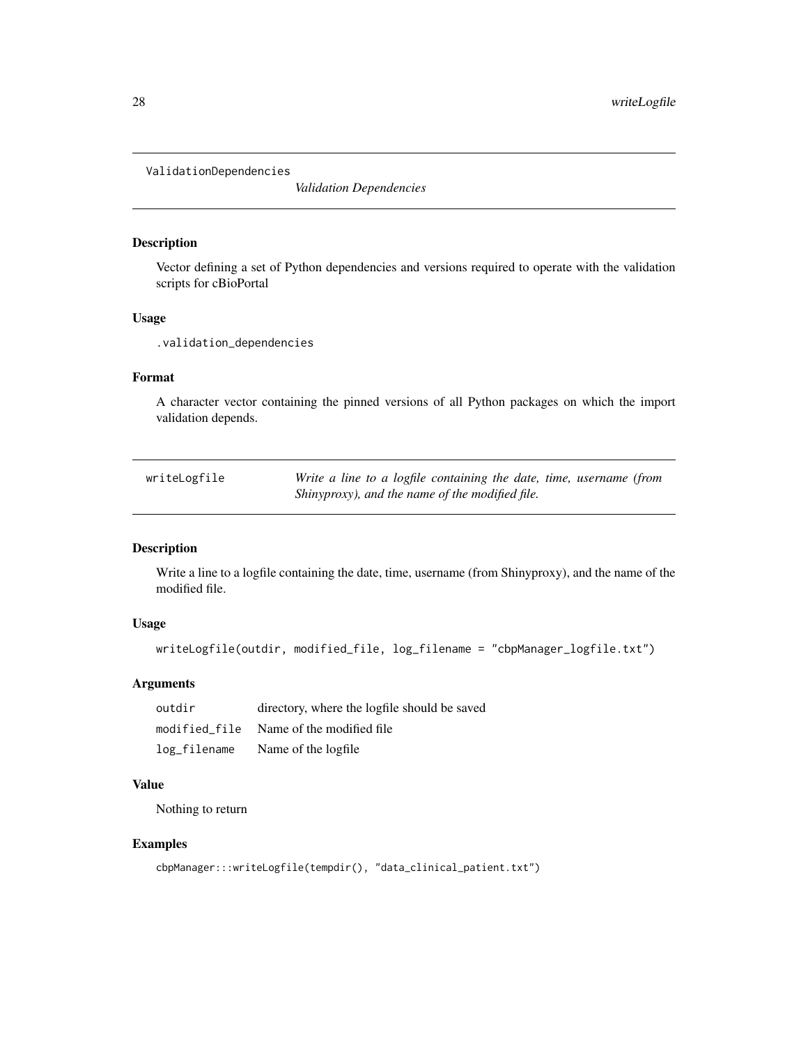## ValidationDependencies — *Validation Dependencies*

### Description

Vector defining a set of Python dependencies and versions required to operate with the validation scripts for cBioPortal

### Usage

```
.validation_dependencies
```

### Format

A character vector containing the pinned versions of all Python packages on which the import validation depends.

## writeLogfile — *Write a line to a logfile containing the date, time, username (from Shinyproxy), and the name of the modified file.*

### Description

Write a line to a logfile containing the date, time, username (from Shinyproxy), and the name of the modified file.

### Usage

```
writeLogfile(outdir, modified_file, log_filename = "cbpManager_logfile.txt")
```

### Arguments

| | |
|---|---|
| outdir | directory, where the logfile should be saved |
| modified_file | Name of the modified file |
| log_filename | Name of the logfile |

### Value

Nothing to return

### Examples

```
cbpManager:::writeLogfile(tempdir(), "data_clinical_patient.txt")
```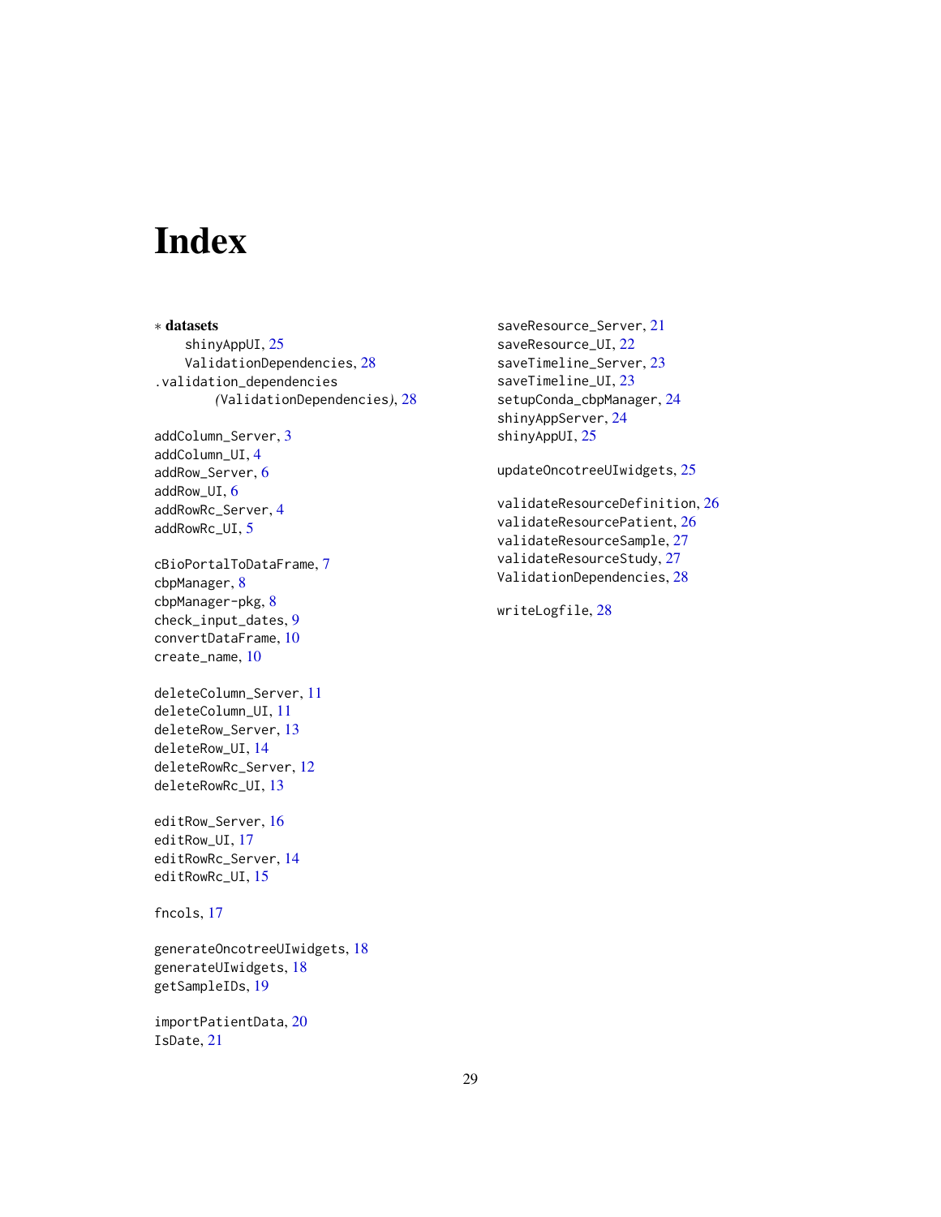# Index

∗ **datasets**

shinyAppUI, 25
ValidationDependencies, 28

.validation_dependencies
*(ValidationDependencies)*, 28

addColumn_Server, 3
addColumn_UI, 4
addRow_Server, 6
addRow_UI, 6
addRowRc_Server, 4
addRowRc_UI, 5

cBioPortalToDataFrame, 7
cbpManager, 8
cbpManager-pkg, 8
check_input_dates, 9
convertDataFrame, 10
create_name, 10

deleteColumn_Server, 11
deleteColumn_UI, 11
deleteRow_Server, 13
deleteRow_UI, 14
deleteRowRc_Server, 12
deleteRowRc_UI, 13

editRow_Server, 16
editRow_UI, 17
editRowRc_Server, 14
editRowRc_UI, 15

fncols, 17

generateOncotreeUIwidgets, 18
generateUIwidgets, 18
getSampleIDs, 19

importPatientData, 20
IsDate, 21

saveResource_Server, 21
saveResource_UI, 22
saveTimeline_Server, 23
saveTimeline_UI, 23
setupConda_cbpManager, 24
shinyAppServer, 24
shinyAppUI, 25

updateOncotreeUIwidgets, 25

validateResourceDefinition, 26
validateResourcePatient, 26
validateResourceSample, 27
validateResourceStudy, 27
ValidationDependencies, 28

writeLogfile, 28